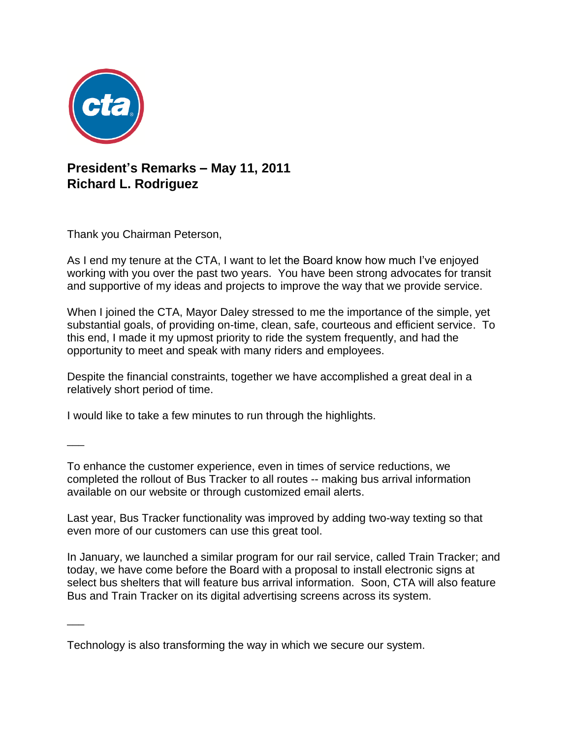**President's Remarks – May 11, 2011**
**Richard L. Rodriguez**

Thank you Chairman Peterson,

As I end my tenure at the CTA, I want to let the Board know how much I've enjoyed working with you over the past two years. You have been strong advocates for transit and supportive of my ideas and projects to improve the way that we provide service.

When I joined the CTA, Mayor Daley stressed to me the importance of the simple, yet substantial goals, of providing on-time, clean, safe, courteous and efficient service. To this end, I made it my upmost priority to ride the system frequently, and had the opportunity to meet and speak with many riders and employees.

Despite the financial constraints, together we have accomplished a great deal in a relatively short period of time.

I would like to take a few minutes to run through the highlights.

---

To enhance the customer experience, even in times of service reductions, we completed the rollout of Bus Tracker to all routes -- making bus arrival information available on our website or through customized email alerts.

Last year, Bus Tracker functionality was improved by adding two-way texting so that even more of our customers can use this great tool.

In January, we launched a similar program for our rail service, called Train Tracker; and today, we have come before the Board with a proposal to install electronic signs at select bus shelters that will feature bus arrival information. Soon, CTA will also feature Bus and Train Tracker on its digital advertising screens across its system.

---

Technology is also transforming the way in which we secure our system.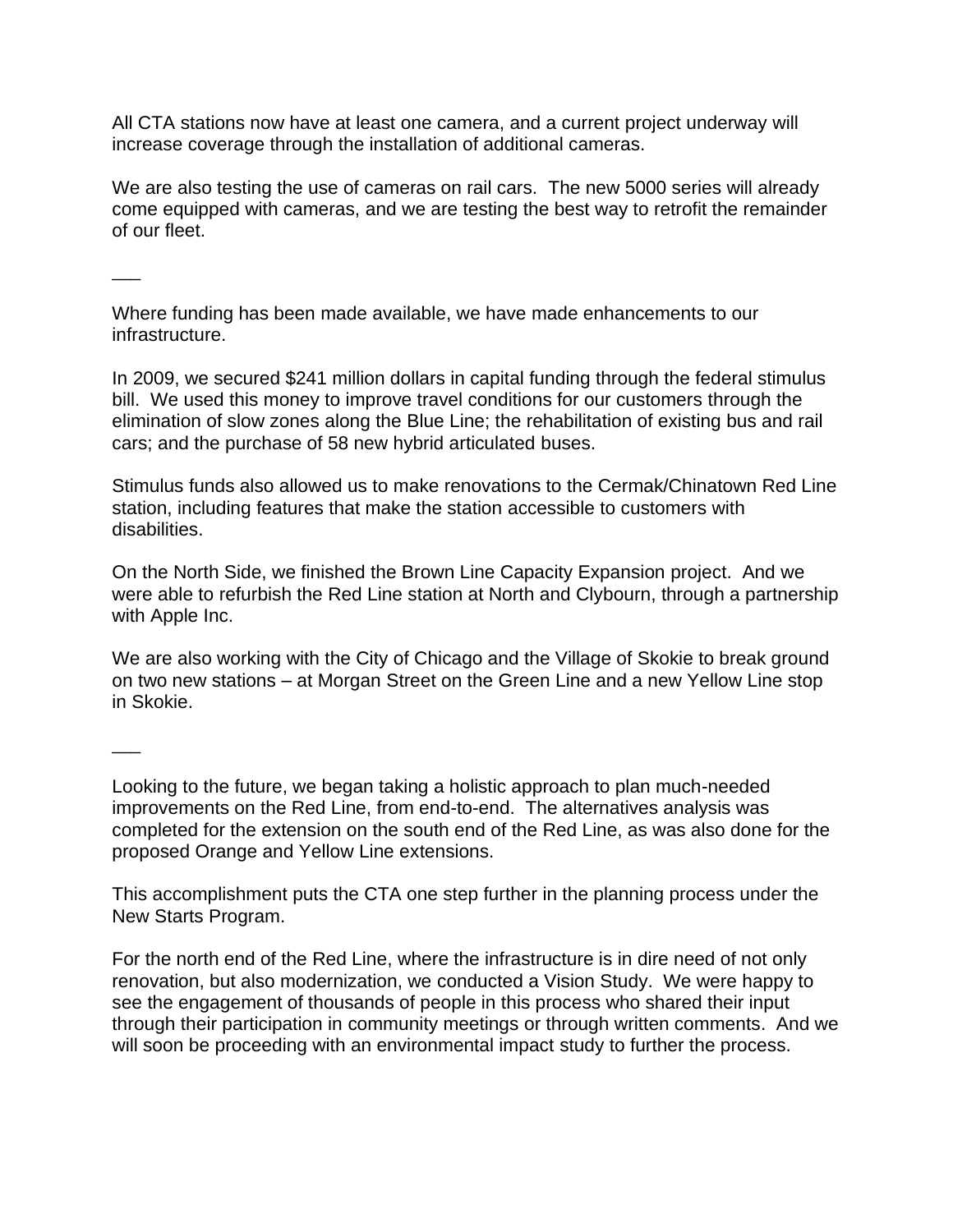All CTA stations now have at least one camera, and a current project underway will increase coverage through the installation of additional cameras.

We are also testing the use of cameras on rail cars. The new 5000 series will already come equipped with cameras, and we are testing the best way to retrofit the remainder of our fleet.

\_\_\_

Where funding has been made available, we have made enhancements to our infrastructure.

In 2009, we secured $241 million dollars in capital funding through the federal stimulus bill. We used this money to improve travel conditions for our customers through the elimination of slow zones along the Blue Line; the rehabilitation of existing bus and rail cars; and the purchase of 58 new hybrid articulated buses.

Stimulus funds also allowed us to make renovations to the Cermak/Chinatown Red Line station, including features that make the station accessible to customers with disabilities.

On the North Side, we finished the Brown Line Capacity Expansion project. And we were able to refurbish the Red Line station at North and Clybourn, through a partnership with Apple Inc.

We are also working with the City of Chicago and the Village of Skokie to break ground on two new stations – at Morgan Street on the Green Line and a new Yellow Line stop in Skokie.

\_\_\_

Looking to the future, we began taking a holistic approach to plan much-needed improvements on the Red Line, from end-to-end. The alternatives analysis was completed for the extension on the south end of the Red Line, as was also done for the proposed Orange and Yellow Line extensions.

This accomplishment puts the CTA one step further in the planning process under the New Starts Program.

For the north end of the Red Line, where the infrastructure is in dire need of not only renovation, but also modernization, we conducted a Vision Study. We were happy to see the engagement of thousands of people in this process who shared their input through their participation in community meetings or through written comments. And we will soon be proceeding with an environmental impact study to further the process.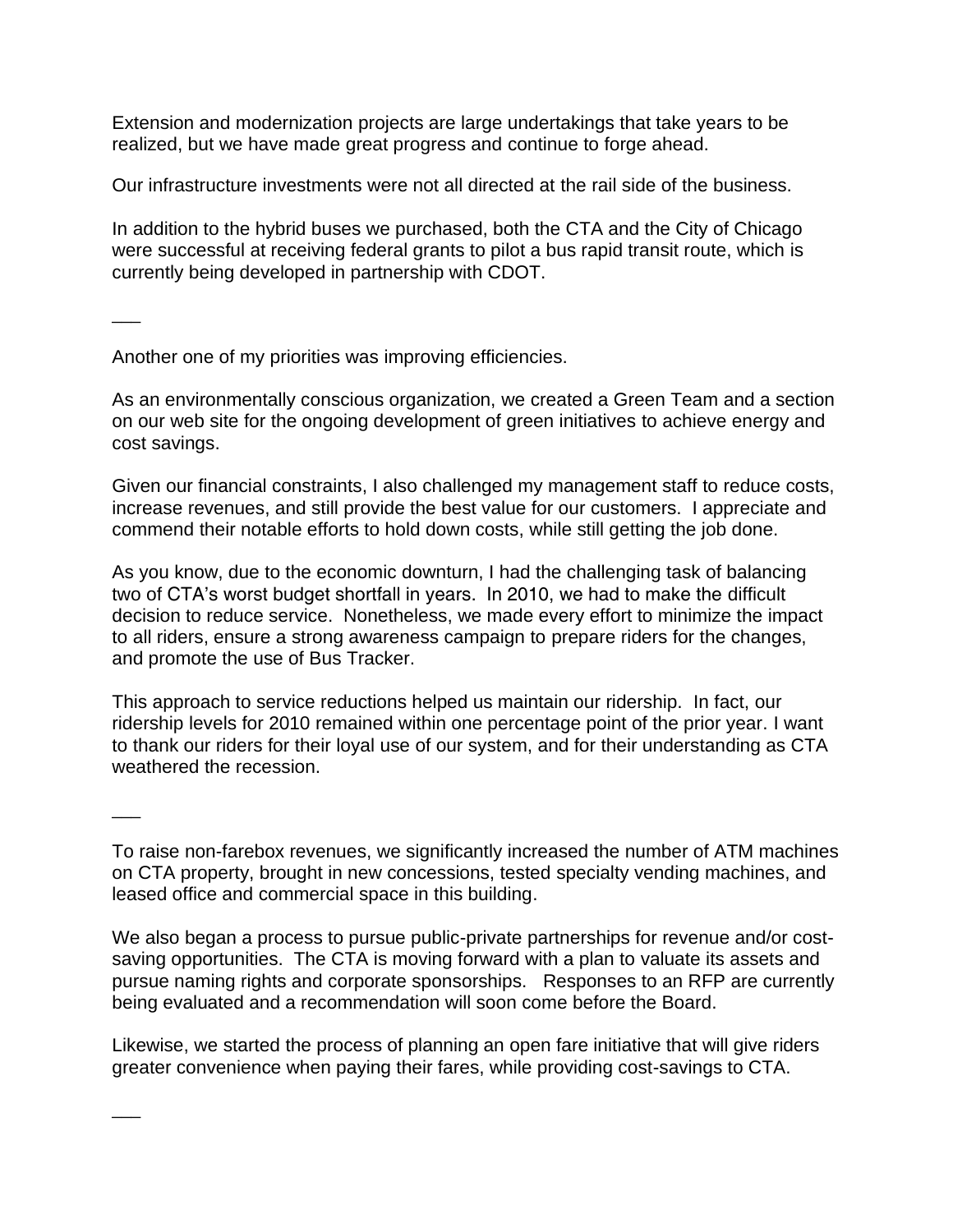Extension and modernization projects are large undertakings that take years to be realized, but we have made great progress and continue to forge ahead.

Our infrastructure investments were not all directed at the rail side of the business.

In addition to the hybrid buses we purchased, both the CTA and the City of Chicago were successful at receiving federal grants to pilot a bus rapid transit route, which is currently being developed in partnership with CDOT.

___

Another one of my priorities was improving efficiencies.

As an environmentally conscious organization, we created a Green Team and a section on our web site for the ongoing development of green initiatives to achieve energy and cost savings.

Given our financial constraints, I also challenged my management staff to reduce costs, increase revenues, and still provide the best value for our customers. I appreciate and commend their notable efforts to hold down costs, while still getting the job done.

As you know, due to the economic downturn, I had the challenging task of balancing two of CTA's worst budget shortfall in years. In 2010, we had to make the difficult decision to reduce service. Nonetheless, we made every effort to minimize the impact to all riders, ensure a strong awareness campaign to prepare riders for the changes, and promote the use of Bus Tracker.

This approach to service reductions helped us maintain our ridership. In fact, our ridership levels for 2010 remained within one percentage point of the prior year. I want to thank our riders for their loyal use of our system, and for their understanding as CTA weathered the recession.

___

To raise non-farebox revenues, we significantly increased the number of ATM machines on CTA property, brought in new concessions, tested specialty vending machines, and leased office and commercial space in this building.

We also began a process to pursue public-private partnerships for revenue and/or cost-saving opportunities. The CTA is moving forward with a plan to valuate its assets and pursue naming rights and corporate sponsorships. Responses to an RFP are currently being evaluated and a recommendation will soon come before the Board.

Likewise, we started the process of planning an open fare initiative that will give riders greater convenience when paying their fares, while providing cost-savings to CTA.

___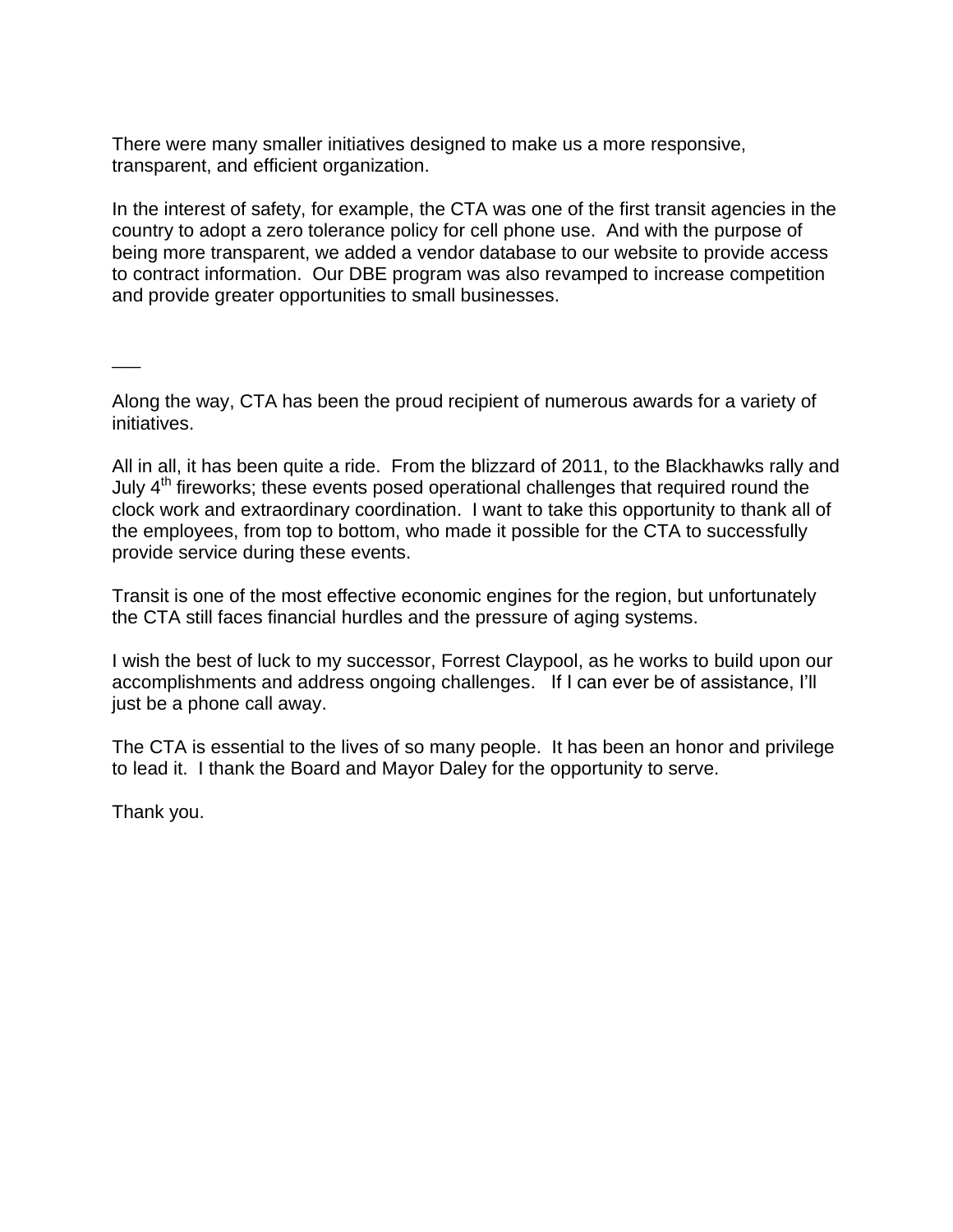There were many smaller initiatives designed to make us a more responsive, transparent, and efficient organization.

In the interest of safety, for example, the CTA was one of the first transit agencies in the country to adopt a zero tolerance policy for cell phone use. And with the purpose of being more transparent, we added a vendor database to our website to provide access to contract information. Our DBE program was also revamped to increase competition and provide greater opportunities to small businesses.

___

Along the way, CTA has been the proud recipient of numerous awards for a variety of initiatives.

All in all, it has been quite a ride. From the blizzard of 2011, to the Blackhawks rally and July 4th fireworks; these events posed operational challenges that required round the clock work and extraordinary coordination. I want to take this opportunity to thank all of the employees, from top to bottom, who made it possible for the CTA to successfully provide service during these events.

Transit is one of the most effective economic engines for the region, but unfortunately the CTA still faces financial hurdles and the pressure of aging systems.

I wish the best of luck to my successor, Forrest Claypool, as he works to build upon our accomplishments and address ongoing challenges. If I can ever be of assistance, I'll just be a phone call away.

The CTA is essential to the lives of so many people. It has been an honor and privilege to lead it. I thank the Board and Mayor Daley for the opportunity to serve.

Thank you.